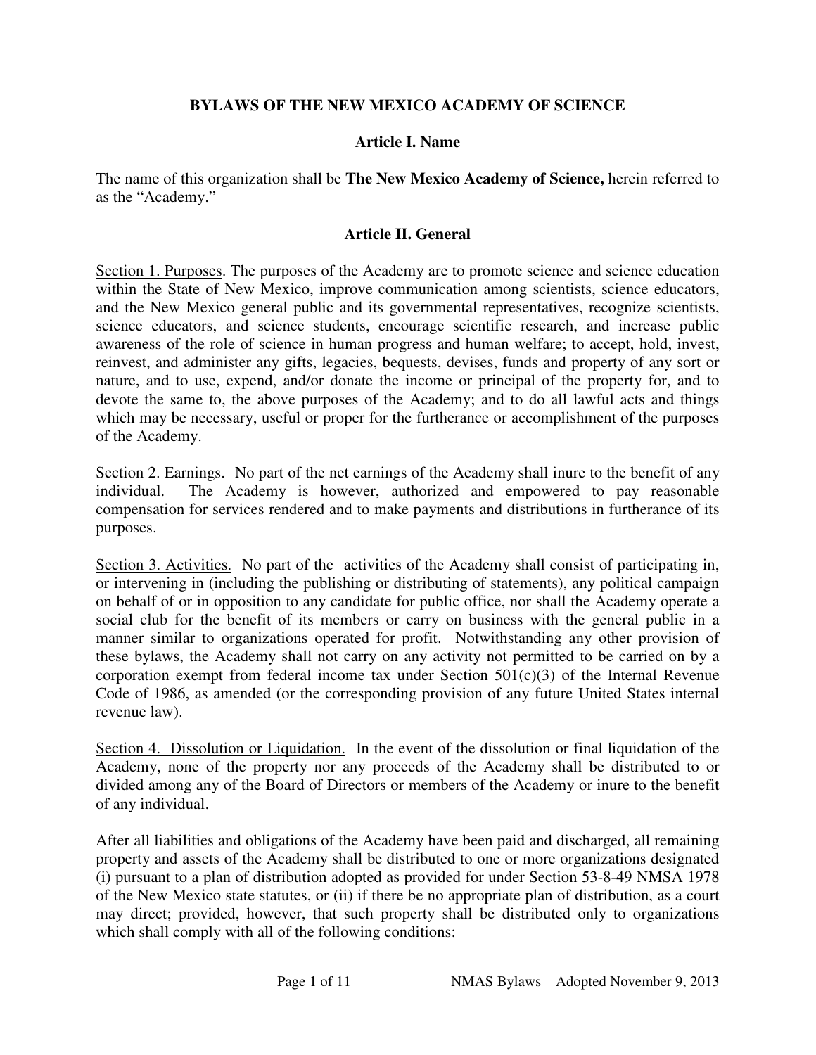# BYLAWS OF THE NEW MEXICO ACADEMY OF SCIENCE

## Article I. Name

The name of this organization shall be **The New Mexico Academy of Science,** herein referred to as the "Academy."

## Article II. General

Section 1. Purposes. The purposes of the Academy are to promote science and science education within the State of New Mexico, improve communication among scientists, science educators, and the New Mexico general public and its governmental representatives, recognize scientists, science educators, and science students, encourage scientific research, and increase public awareness of the role of science in human progress and human welfare; to accept, hold, invest, reinvest, and administer any gifts, legacies, bequests, devises, funds and property of any sort or nature, and to use, expend, and/or donate the income or principal of the property for, and to devote the same to, the above purposes of the Academy; and to do all lawful acts and things which may be necessary, useful or proper for the furtherance or accomplishment of the purposes of the Academy.

Section 2. Earnings. No part of the net earnings of the Academy shall inure to the benefit of any individual. The Academy is however, authorized and empowered to pay reasonable compensation for services rendered and to make payments and distributions in furtherance of its purposes.

Section 3. Activities. No part of the activities of the Academy shall consist of participating in, or intervening in (including the publishing or distributing of statements), any political campaign on behalf of or in opposition to any candidate for public office, nor shall the Academy operate a social club for the benefit of its members or carry on business with the general public in a manner similar to organizations operated for profit. Notwithstanding any other provision of these bylaws, the Academy shall not carry on any activity not permitted to be carried on by a corporation exempt from federal income tax under Section 501(c)(3) of the Internal Revenue Code of 1986, as amended (or the corresponding provision of any future United States internal revenue law).

Section 4. Dissolution or Liquidation. In the event of the dissolution or final liquidation of the Academy, none of the property nor any proceeds of the Academy shall be distributed to or divided among any of the Board of Directors or members of the Academy or inure to the benefit of any individual.

After all liabilities and obligations of the Academy have been paid and discharged, all remaining property and assets of the Academy shall be distributed to one or more organizations designated (i) pursuant to a plan of distribution adopted as provided for under Section 53-8-49 NMSA 1978 of the New Mexico state statutes, or (ii) if there be no appropriate plan of distribution, as a court may direct; provided, however, that such property shall be distributed only to organizations which shall comply with all of the following conditions: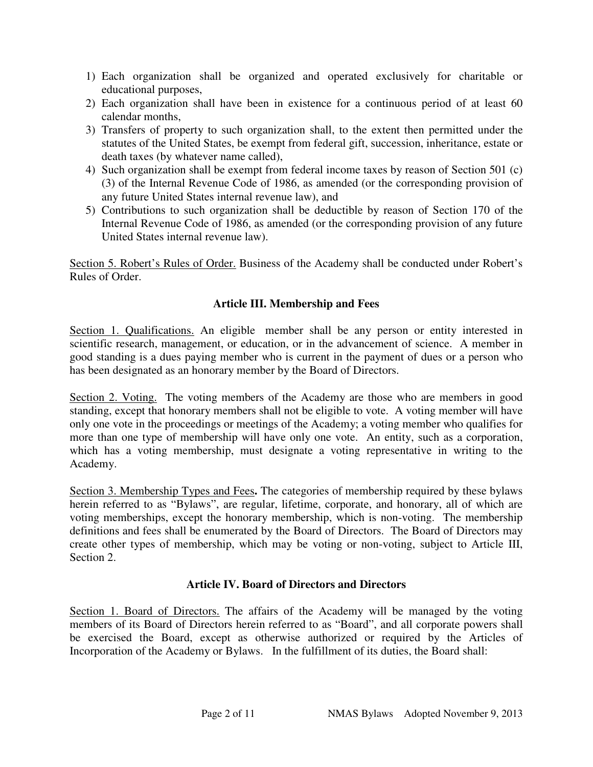1) Each organization shall be organized and operated exclusively for charitable or educational purposes,
2) Each organization shall have been in existence for a continuous period of at least 60 calendar months,
3) Transfers of property to such organization shall, to the extent then permitted under the statutes of the United States, be exempt from federal gift, succession, inheritance, estate or death taxes (by whatever name called),
4) Such organization shall be exempt from federal income taxes by reason of Section 501 (c) (3) of the Internal Revenue Code of 1986, as amended (or the corresponding provision of any future United States internal revenue law), and
5) Contributions to such organization shall be deductible by reason of Section 170 of the Internal Revenue Code of 1986, as amended (or the corresponding provision of any future United States internal revenue law).

Section 5. Robert's Rules of Order. Business of the Academy shall be conducted under Robert's Rules of Order.

## Article III. Membership and Fees

Section 1. Qualifications. An eligible member shall be any person or entity interested in scientific research, management, or education, or in the advancement of science. A member in good standing is a dues paying member who is current in the payment of dues or a person who has been designated as an honorary member by the Board of Directors.

Section 2. Voting. The voting members of the Academy are those who are members in good standing, except that honorary members shall not be eligible to vote. A voting member will have only one vote in the proceedings or meetings of the Academy; a voting member who qualifies for more than one type of membership will have only one vote. An entity, such as a corporation, which has a voting membership, must designate a voting representative in writing to the Academy.

Section 3. Membership Types and Fees**.** The categories of membership required by these bylaws herein referred to as "Bylaws", are regular, lifetime, corporate, and honorary, all of which are voting memberships, except the honorary membership, which is non-voting. The membership definitions and fees shall be enumerated by the Board of Directors. The Board of Directors may create other types of membership, which may be voting or non-voting, subject to Article III, Section 2.

## Article IV. Board of Directors and Directors

Section 1. Board of Directors. The affairs of the Academy will be managed by the voting members of its Board of Directors herein referred to as "Board", and all corporate powers shall be exercised the Board, except as otherwise authorized or required by the Articles of Incorporation of the Academy or Bylaws. In the fulfillment of its duties, the Board shall: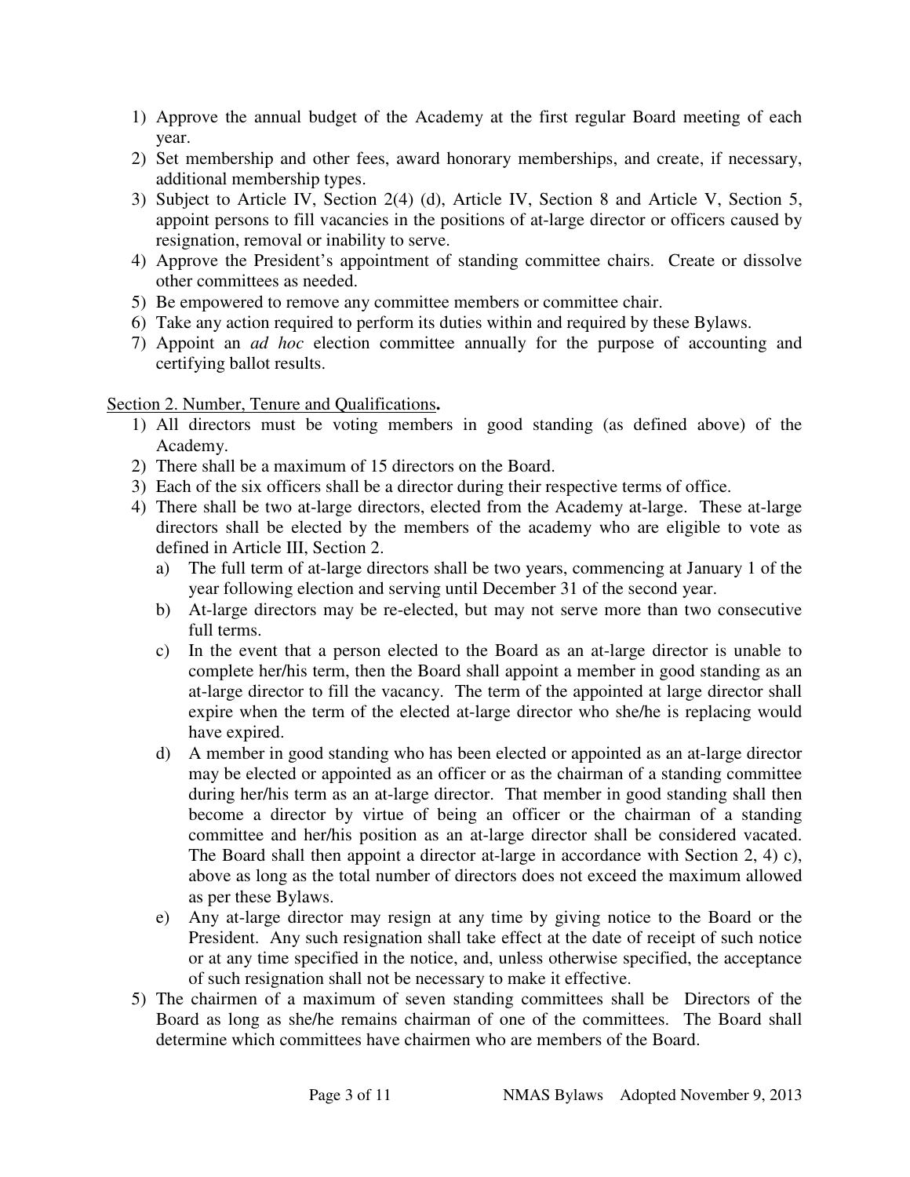1) Approve the annual budget of the Academy at the first regular Board meeting of each year.
2) Set membership and other fees, award honorary memberships, and create, if necessary, additional membership types.
3) Subject to Article IV, Section 2(4) (d), Article IV, Section 8 and Article V, Section 5, appoint persons to fill vacancies in the positions of at-large director or officers caused by resignation, removal or inability to serve.
4) Approve the President's appointment of standing committee chairs. Create or dissolve other committees as needed.
5) Be empowered to remove any committee members or committee chair.
6) Take any action required to perform its duties within and required by these Bylaws.
7) Appoint an *ad hoc* election committee annually for the purpose of accounting and certifying ballot results.

<u>Section 2. Number, Tenure and Qualifications</u>**.**

1) All directors must be voting members in good standing (as defined above) of the Academy.
2) There shall be a maximum of 15 directors on the Board.
3) Each of the six officers shall be a director during their respective terms of office.
4) There shall be two at-large directors, elected from the Academy at-large. These at-large directors shall be elected by the members of the academy who are eligible to vote as defined in Article III, Section 2.
   a) The full term of at-large directors shall be two years, commencing at January 1 of the year following election and serving until December 31 of the second year.
   b) At-large directors may be re-elected, but may not serve more than two consecutive full terms.
   c) In the event that a person elected to the Board as an at-large director is unable to complete her/his term, then the Board shall appoint a member in good standing as an at-large director to fill the vacancy. The term of the appointed at large director shall expire when the term of the elected at-large director who she/he is replacing would have expired.
   d) A member in good standing who has been elected or appointed as an at-large director may be elected or appointed as an officer or as the chairman of a standing committee during her/his term as an at-large director. That member in good standing shall then become a director by virtue of being an officer or the chairman of a standing committee and her/his position as an at-large director shall be considered vacated. The Board shall then appoint a director at-large in accordance with Section 2, 4) c), above as long as the total number of directors does not exceed the maximum allowed as per these Bylaws.
   e) Any at-large director may resign at any time by giving notice to the Board or the President. Any such resignation shall take effect at the date of receipt of such notice or at any time specified in the notice, and, unless otherwise specified, the acceptance of such resignation shall not be necessary to make it effective.
5) The chairmen of a maximum of seven standing committees shall be Directors of the Board as long as she/he remains chairman of one of the committees. The Board shall determine which committees have chairmen who are members of the Board.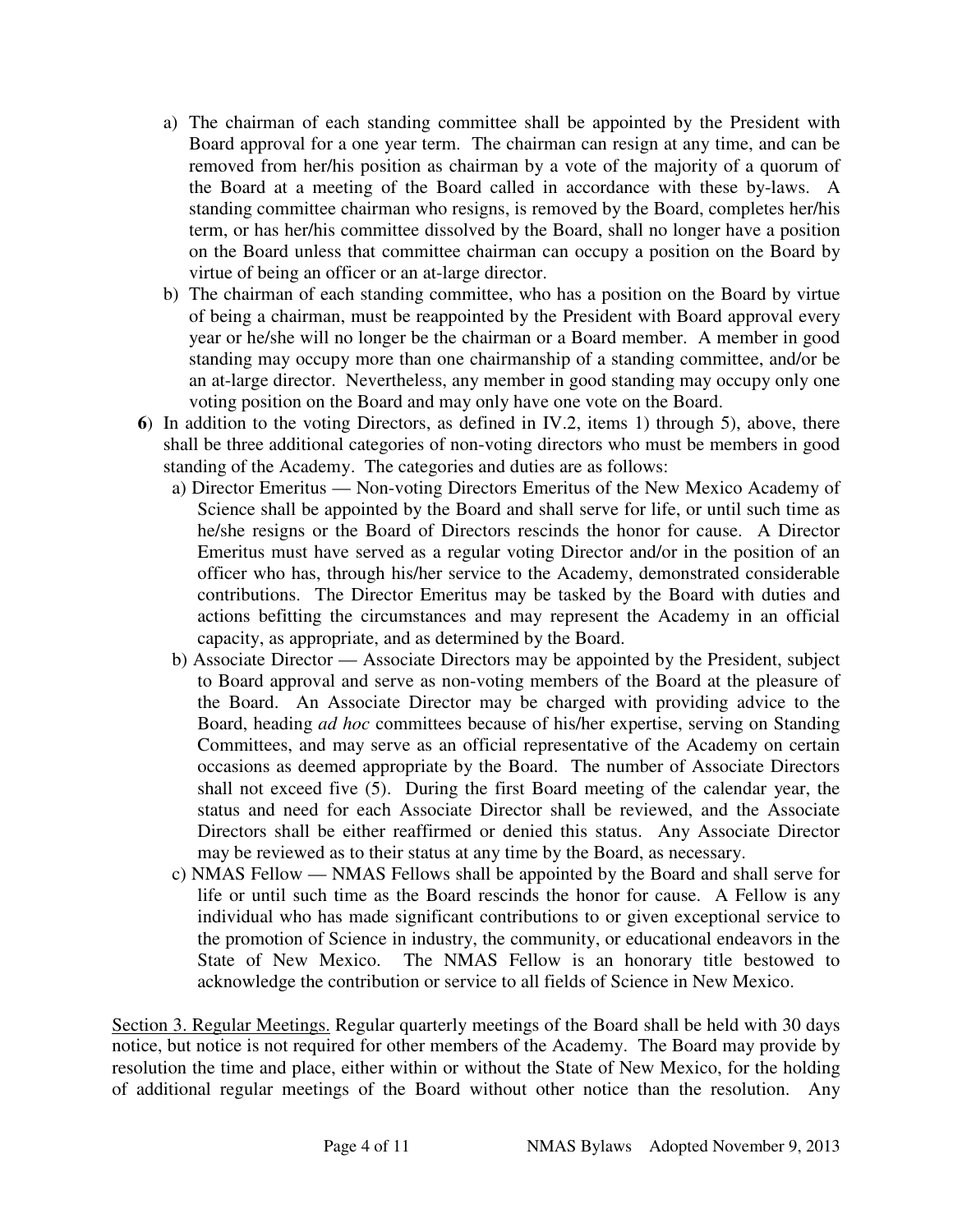a) The chairman of each standing committee shall be appointed by the President with Board approval for a one year term. The chairman can resign at any time, and can be removed from her/his position as chairman by a vote of the majority of a quorum of the Board at a meeting of the Board called in accordance with these by-laws. A standing committee chairman who resigns, is removed by the Board, completes her/his term, or has her/his committee dissolved by the Board, shall no longer have a position on the Board unless that committee chairman can occupy a position on the Board by virtue of being an officer or an at-large director.

b) The chairman of each standing committee, who has a position on the Board by virtue of being a chairman, must be reappointed by the President with Board approval every year or he/she will no longer be the chairman or a Board member. A member in good standing may occupy more than one chairmanship of a standing committee, and/or be an at-large director. Nevertheless, any member in good standing may occupy only one voting position on the Board and may only have one vote on the Board.

**6**) In addition to the voting Directors, as defined in IV.2, items 1) through 5), above, there shall be three additional categories of non-voting directors who must be members in good standing of the Academy. The categories and duties are as follows:

a) Director Emeritus — Non-voting Directors Emeritus of the New Mexico Academy of Science shall be appointed by the Board and shall serve for life, or until such time as he/she resigns or the Board of Directors rescinds the honor for cause. A Director Emeritus must have served as a regular voting Director and/or in the position of an officer who has, through his/her service to the Academy, demonstrated considerable contributions. The Director Emeritus may be tasked by the Board with duties and actions befitting the circumstances and may represent the Academy in an official capacity, as appropriate, and as determined by the Board.

b) Associate Director — Associate Directors may be appointed by the President, subject to Board approval and serve as non-voting members of the Board at the pleasure of the Board. An Associate Director may be charged with providing advice to the Board, heading *ad hoc* committees because of his/her expertise, serving on Standing Committees, and may serve as an official representative of the Academy on certain occasions as deemed appropriate by the Board. The number of Associate Directors shall not exceed five (5). During the first Board meeting of the calendar year, the status and need for each Associate Director shall be reviewed, and the Associate Directors shall be either reaffirmed or denied this status. Any Associate Director may be reviewed as to their status at any time by the Board, as necessary.

c) NMAS Fellow — NMAS Fellows shall be appointed by the Board and shall serve for life or until such time as the Board rescinds the honor for cause. A Fellow is any individual who has made significant contributions to or given exceptional service to the promotion of Science in industry, the community, or educational endeavors in the State of New Mexico. The NMAS Fellow is an honorary title bestowed to acknowledge the contribution or service to all fields of Science in New Mexico.

Section 3. Regular Meetings. Regular quarterly meetings of the Board shall be held with 30 days notice, but notice is not required for other members of the Academy. The Board may provide by resolution the time and place, either within or without the State of New Mexico, for the holding of additional regular meetings of the Board without other notice than the resolution. Any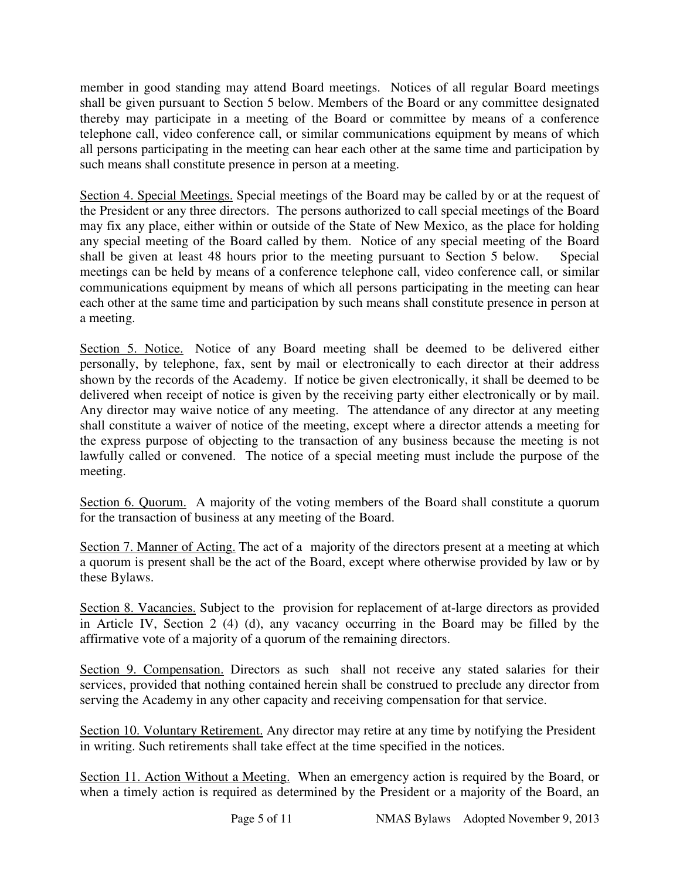member in good standing may attend Board meetings. Notices of all regular Board meetings shall be given pursuant to Section 5 below. Members of the Board or any committee designated thereby may participate in a meeting of the Board or committee by means of a conference telephone call, video conference call, or similar communications equipment by means of which all persons participating in the meeting can hear each other at the same time and participation by such means shall constitute presence in person at a meeting.

<u>Section 4. Special Meetings.</u> Special meetings of the Board may be called by or at the request of the President or any three directors. The persons authorized to call special meetings of the Board may fix any place, either within or outside of the State of New Mexico, as the place for holding any special meeting of the Board called by them. Notice of any special meeting of the Board shall be given at least 48 hours prior to the meeting pursuant to Section 5 below. Special meetings can be held by means of a conference telephone call, video conference call, or similar communications equipment by means of which all persons participating in the meeting can hear each other at the same time and participation by such means shall constitute presence in person at a meeting.

<u>Section 5. Notice.</u> Notice of any Board meeting shall be deemed to be delivered either personally, by telephone, fax, sent by mail or electronically to each director at their address shown by the records of the Academy. If notice be given electronically, it shall be deemed to be delivered when receipt of notice is given by the receiving party either electronically or by mail. Any director may waive notice of any meeting. The attendance of any director at any meeting shall constitute a waiver of notice of the meeting, except where a director attends a meeting for the express purpose of objecting to the transaction of any business because the meeting is not lawfully called or convened. The notice of a special meeting must include the purpose of the meeting.

<u>Section 6. Quorum.</u> A majority of the voting members of the Board shall constitute a quorum for the transaction of business at any meeting of the Board.

<u>Section 7. Manner of Acting.</u> The act of a majority of the directors present at a meeting at which a quorum is present shall be the act of the Board, except where otherwise provided by law or by these Bylaws.

<u>Section 8. Vacancies.</u> Subject to the provision for replacement of at-large directors as provided in Article IV, Section 2 (4) (d), any vacancy occurring in the Board may be filled by the affirmative vote of a majority of a quorum of the remaining directors.

<u>Section 9. Compensation.</u> Directors as such shall not receive any stated salaries for their services, provided that nothing contained herein shall be construed to preclude any director from serving the Academy in any other capacity and receiving compensation for that service.

<u>Section 10. Voluntary Retirement.</u> Any director may retire at any time by notifying the President in writing. Such retirements shall take effect at the time specified in the notices.

<u>Section 11. Action Without a Meeting.</u> When an emergency action is required by the Board, or when a timely action is required as determined by the President or a majority of the Board, an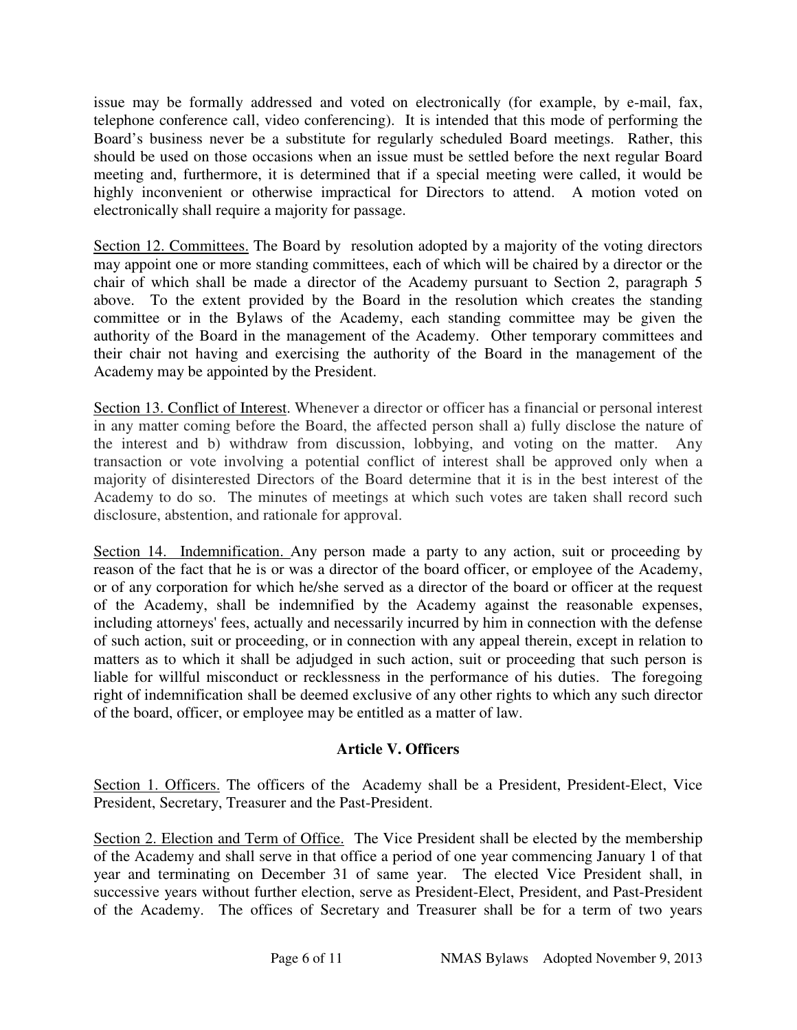issue may be formally addressed and voted on electronically (for example, by e-mail, fax, telephone conference call, video conferencing). It is intended that this mode of performing the Board's business never be a substitute for regularly scheduled Board meetings. Rather, this should be used on those occasions when an issue must be settled before the next regular Board meeting and, furthermore, it is determined that if a special meeting were called, it would be highly inconvenient or otherwise impractical for Directors to attend. A motion voted on electronically shall require a majority for passage.

Section 12. Committees. The Board by resolution adopted by a majority of the voting directors may appoint one or more standing committees, each of which will be chaired by a director or the chair of which shall be made a director of the Academy pursuant to Section 2, paragraph 5 above. To the extent provided by the Board in the resolution which creates the standing committee or in the Bylaws of the Academy, each standing committee may be given the authority of the Board in the management of the Academy. Other temporary committees and their chair not having and exercising the authority of the Board in the management of the Academy may be appointed by the President.

Section 13. Conflict of Interest. Whenever a director or officer has a financial or personal interest in any matter coming before the Board, the affected person shall a) fully disclose the nature of the interest and b) withdraw from discussion, lobbying, and voting on the matter. Any transaction or vote involving a potential conflict of interest shall be approved only when a majority of disinterested Directors of the Board determine that it is in the best interest of the Academy to do so. The minutes of meetings at which such votes are taken shall record such disclosure, abstention, and rationale for approval.

Section 14. Indemnification. Any person made a party to any action, suit or proceeding by reason of the fact that he is or was a director of the board officer, or employee of the Academy, or of any corporation for which he/she served as a director of the board or officer at the request of the Academy, shall be indemnified by the Academy against the reasonable expenses, including attorneys' fees, actually and necessarily incurred by him in connection with the defense of such action, suit or proceeding, or in connection with any appeal therein, except in relation to matters as to which it shall be adjudged in such action, suit or proceeding that such person is liable for willful misconduct or recklessness in the performance of his duties. The foregoing right of indemnification shall be deemed exclusive of any other rights to which any such director of the board, officer, or employee may be entitled as a matter of law.

## Article V. Officers

Section 1. Officers. The officers of the Academy shall be a President, President-Elect, Vice President, Secretary, Treasurer and the Past-President.

Section 2. Election and Term of Office. The Vice President shall be elected by the membership of the Academy and shall serve in that office a period of one year commencing January 1 of that year and terminating on December 31 of same year. The elected Vice President shall, in successive years without further election, serve as President-Elect, President, and Past-President of the Academy. The offices of Secretary and Treasurer shall be for a term of two years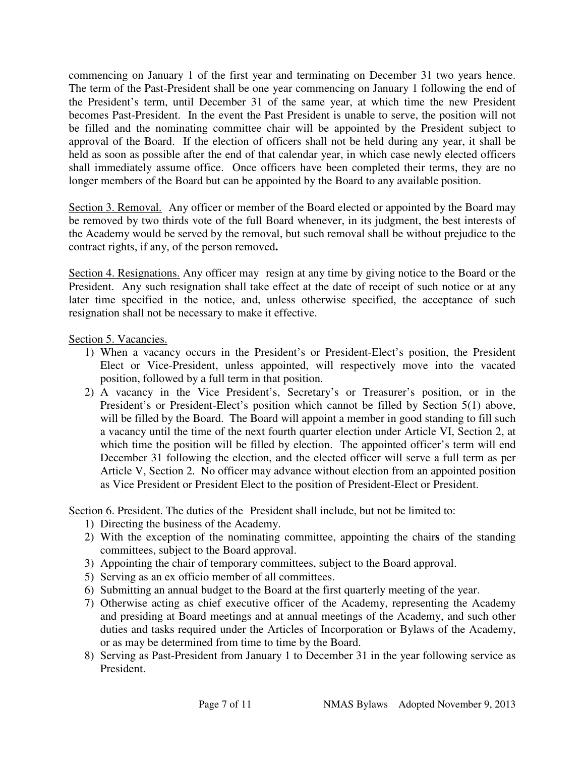commencing on January 1 of the first year and terminating on December 31 two years hence. The term of the Past-President shall be one year commencing on January 1 following the end of the President's term, until December 31 of the same year, at which time the new President becomes Past-President. In the event the Past President is unable to serve, the position will not be filled and the nominating committee chair will be appointed by the President subject to approval of the Board. If the election of officers shall not be held during any year, it shall be held as soon as possible after the end of that calendar year, in which case newly elected officers shall immediately assume office. Once officers have been completed their terms, they are no longer members of the Board but can be appointed by the Board to any available position.

Section 3. Removal. Any officer or member of the Board elected or appointed by the Board may be removed by two thirds vote of the full Board whenever, in its judgment, the best interests of the Academy would be served by the removal, but such removal shall be without prejudice to the contract rights, if any, of the person removed**.**

Section 4. Resignations. Any officer may resign at any time by giving notice to the Board or the President. Any such resignation shall take effect at the date of receipt of such notice or at any later time specified in the notice, and, unless otherwise specified, the acceptance of such resignation shall not be necessary to make it effective.

Section 5. Vacancies.

1) When a vacancy occurs in the President's or President-Elect's position, the President Elect or Vice-President, unless appointed, will respectively move into the vacated position, followed by a full term in that position.
2) A vacancy in the Vice President's, Secretary's or Treasurer's position, or in the President's or President-Elect's position which cannot be filled by Section 5(1) above, will be filled by the Board. The Board will appoint a member in good standing to fill such a vacancy until the time of the next fourth quarter election under Article VI, Section 2, at which time the position will be filled by election. The appointed officer's term will end December 31 following the election, and the elected officer will serve a full term as per Article V, Section 2. No officer may advance without election from an appointed position as Vice President or President Elect to the position of President-Elect or President.

Section 6. President. The duties of the President shall include, but not be limited to:

1) Directing the business of the Academy.
2) With the exception of the nominating committee, appointing the chair**s** of the standing committees, subject to the Board approval.
3) Appointing the chair of temporary committees, subject to the Board approval.
5) Serving as an ex officio member of all committees.
6) Submitting an annual budget to the Board at the first quarterly meeting of the year.
7) Otherwise acting as chief executive officer of the Academy, representing the Academy and presiding at Board meetings and at annual meetings of the Academy, and such other duties and tasks required under the Articles of Incorporation or Bylaws of the Academy, or as may be determined from time to time by the Board.
8) Serving as Past-President from January 1 to December 31 in the year following service as President.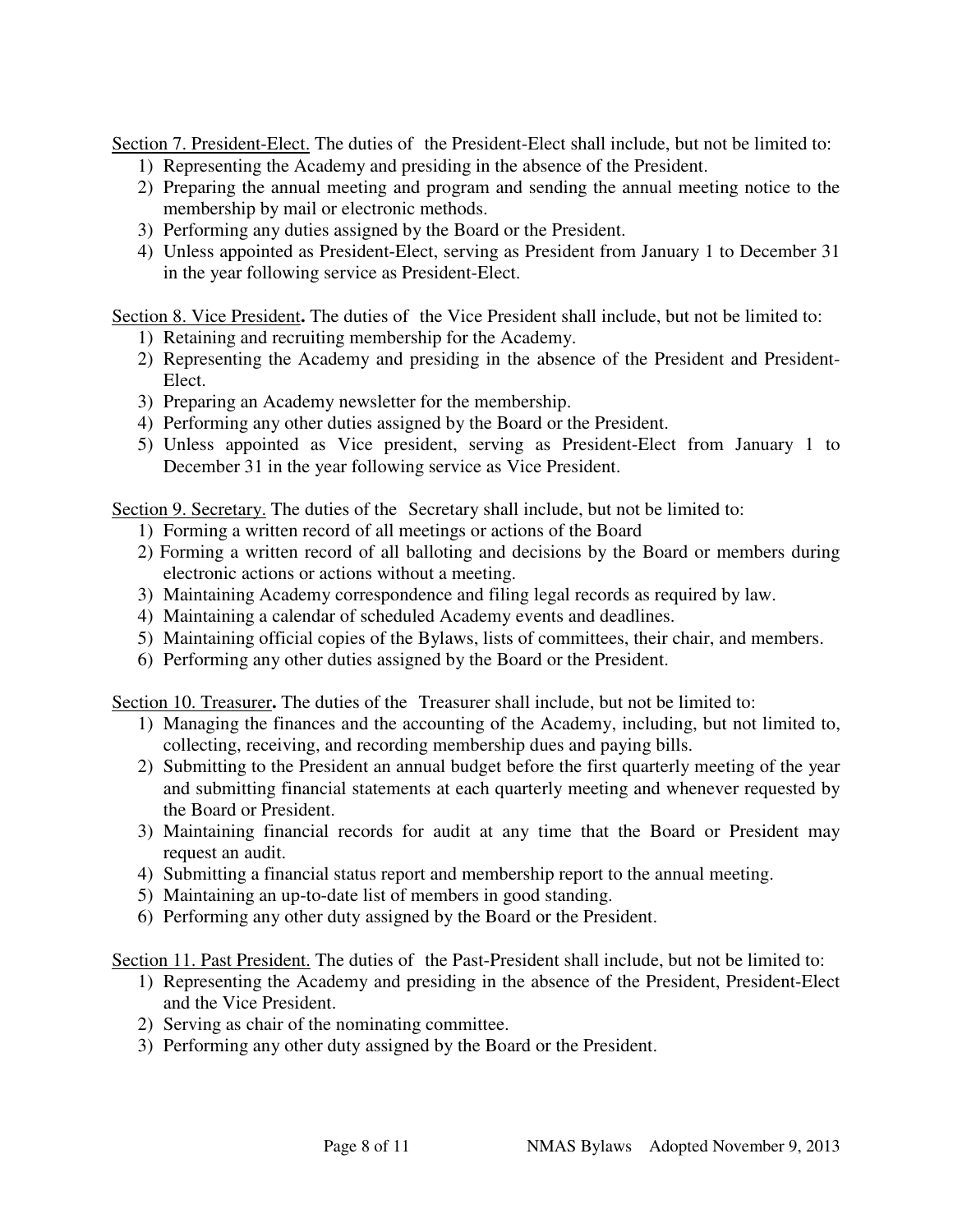<u>Section 7. President-Elect.</u> The duties of the President-Elect shall include, but not be limited to:

1) Representing the Academy and presiding in the absence of the President.
2) Preparing the annual meeting and program and sending the annual meeting notice to the membership by mail or electronic methods.
3) Performing any duties assigned by the Board or the President.
4) Unless appointed as President-Elect, serving as President from January 1 to December 31 in the year following service as President-Elect.

<u>Section 8. Vice President</u>**.** The duties of the Vice President shall include, but not be limited to:

1) Retaining and recruiting membership for the Academy.
2) Representing the Academy and presiding in the absence of the President and President-Elect.
3) Preparing an Academy newsletter for the membership.
4) Performing any other duties assigned by the Board or the President.
5) Unless appointed as Vice president, serving as President-Elect from January 1 to December 31 in the year following service as Vice President.

<u>Section 9. Secretary.</u> The duties of the Secretary shall include, but not be limited to:

1) Forming a written record of all meetings or actions of the Board
2) Forming a written record of all balloting and decisions by the Board or members during electronic actions or actions without a meeting.
3) Maintaining Academy correspondence and filing legal records as required by law.
4) Maintaining a calendar of scheduled Academy events and deadlines.
5) Maintaining official copies of the Bylaws, lists of committees, their chair, and members.
6) Performing any other duties assigned by the Board or the President.

<u>Section 10. Treasurer</u>**.** The duties of the Treasurer shall include, but not be limited to:

1) Managing the finances and the accounting of the Academy, including, but not limited to, collecting, receiving, and recording membership dues and paying bills.
2) Submitting to the President an annual budget before the first quarterly meeting of the year and submitting financial statements at each quarterly meeting and whenever requested by the Board or President.
3) Maintaining financial records for audit at any time that the Board or President may request an audit.
4) Submitting a financial status report and membership report to the annual meeting.
5) Maintaining an up-to-date list of members in good standing.
6) Performing any other duty assigned by the Board or the President.

<u>Section 11. Past President.</u> The duties of the Past-President shall include, but not be limited to:

1) Representing the Academy and presiding in the absence of the President, President-Elect and the Vice President.
2) Serving as chair of the nominating committee.
3) Performing any other duty assigned by the Board or the President.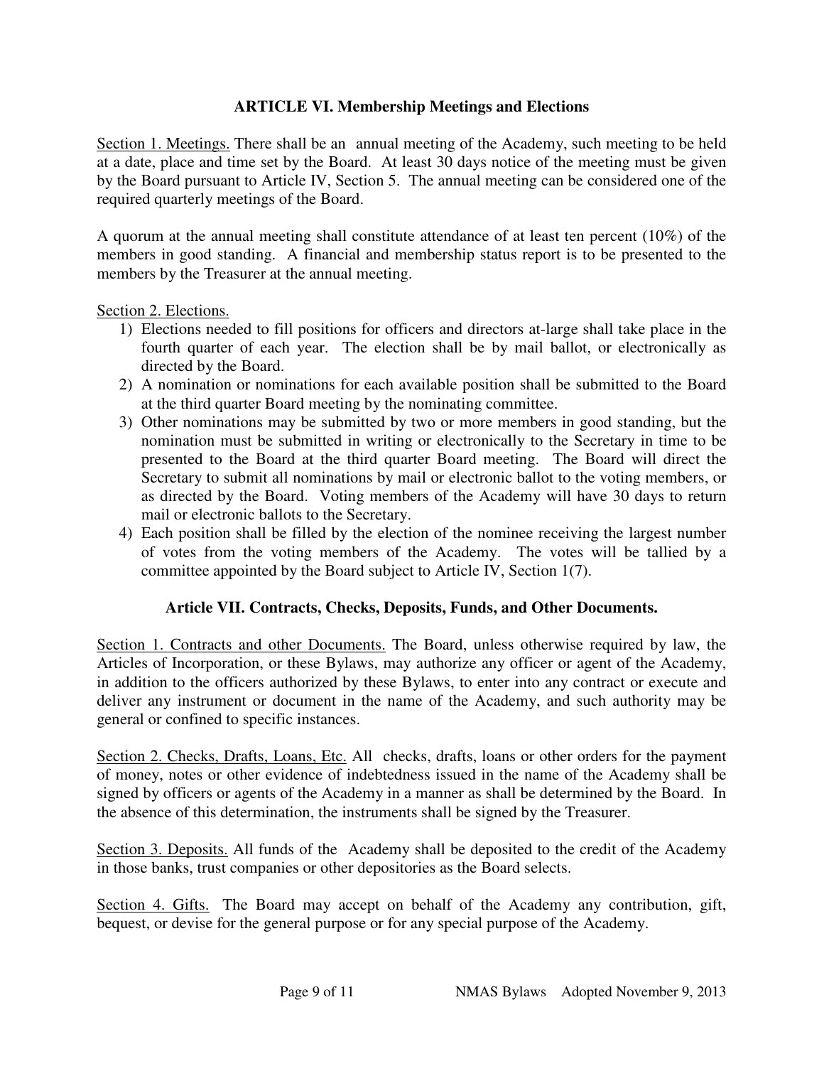## ARTICLE VI. Membership Meetings and Elections

Section 1. Meetings. There shall be an annual meeting of the Academy, such meeting to be held at a date, place and time set by the Board. At least 30 days notice of the meeting must be given by the Board pursuant to Article IV, Section 5. The annual meeting can be considered one of the required quarterly meetings of the Board.

A quorum at the annual meeting shall constitute attendance of at least ten percent (10%) of the members in good standing. A financial and membership status report is to be presented to the members by the Treasurer at the annual meeting.

Section 2. Elections.

1) Elections needed to fill positions for officers and directors at-large shall take place in the fourth quarter of each year. The election shall be by mail ballot, or electronically as directed by the Board.
2) A nomination or nominations for each available position shall be submitted to the Board at the third quarter Board meeting by the nominating committee.
3) Other nominations may be submitted by two or more members in good standing, but the nomination must be submitted in writing or electronically to the Secretary in time to be presented to the Board at the third quarter Board meeting. The Board will direct the Secretary to submit all nominations by mail or electronic ballot to the voting members, or as directed by the Board. Voting members of the Academy will have 30 days to return mail or electronic ballots to the Secretary.
4) Each position shall be filled by the election of the nominee receiving the largest number of votes from the voting members of the Academy. The votes will be tallied by a committee appointed by the Board subject to Article IV, Section 1(7).

## Article VII. Contracts, Checks, Deposits, Funds, and Other Documents.

Section 1. Contracts and other Documents. The Board, unless otherwise required by law, the Articles of Incorporation, or these Bylaws, may authorize any officer or agent of the Academy, in addition to the officers authorized by these Bylaws, to enter into any contract or execute and deliver any instrument or document in the name of the Academy, and such authority may be general or confined to specific instances.

Section 2. Checks, Drafts, Loans, Etc. All checks, drafts, loans or other orders for the payment of money, notes or other evidence of indebtedness issued in the name of the Academy shall be signed by officers or agents of the Academy in a manner as shall be determined by the Board. In the absence of this determination, the instruments shall be signed by the Treasurer.

Section 3. Deposits. All funds of the Academy shall be deposited to the credit of the Academy in those banks, trust companies or other depositories as the Board selects.

Section 4. Gifts. The Board may accept on behalf of the Academy any contribution, gift, bequest, or devise for the general purpose or for any special purpose of the Academy.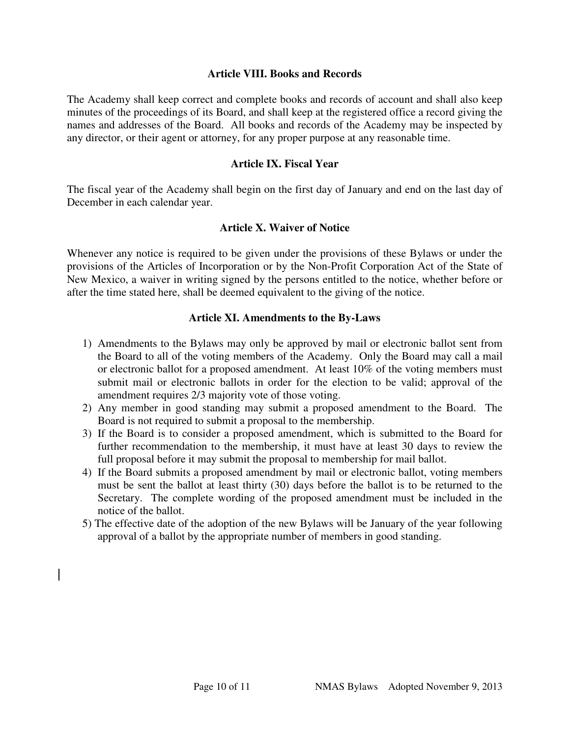### Article VIII. Books and Records

The Academy shall keep correct and complete books and records of account and shall also keep minutes of the proceedings of its Board, and shall keep at the registered office a record giving the names and addresses of the Board. All books and records of the Academy may be inspected by any director, or their agent or attorney, for any proper purpose at any reasonable time.

### Article IX. Fiscal Year

The fiscal year of the Academy shall begin on the first day of January and end on the last day of December in each calendar year.

### Article X. Waiver of Notice

Whenever any notice is required to be given under the provisions of these Bylaws or under the provisions of the Articles of Incorporation or by the Non-Profit Corporation Act of the State of New Mexico, a waiver in writing signed by the persons entitled to the notice, whether before or after the time stated here, shall be deemed equivalent to the giving of the notice.

### Article XI. Amendments to the By-Laws

1) Amendments to the Bylaws may only be approved by mail or electronic ballot sent from the Board to all of the voting members of the Academy. Only the Board may call a mail or electronic ballot for a proposed amendment. At least 10% of the voting members must submit mail or electronic ballots in order for the election to be valid; approval of the amendment requires 2/3 majority vote of those voting.
2) Any member in good standing may submit a proposed amendment to the Board. The Board is not required to submit a proposal to the membership.
3) If the Board is to consider a proposed amendment, which is submitted to the Board for further recommendation to the membership, it must have at least 30 days to review the full proposal before it may submit the proposal to membership for mail ballot.
4) If the Board submits a proposed amendment by mail or electronic ballot, voting members must be sent the ballot at least thirty (30) days before the ballot is to be returned to the Secretary. The complete wording of the proposed amendment must be included in the notice of the ballot.
5) The effective date of the adoption of the new Bylaws will be January of the year following approval of a ballot by the appropriate number of members in good standing.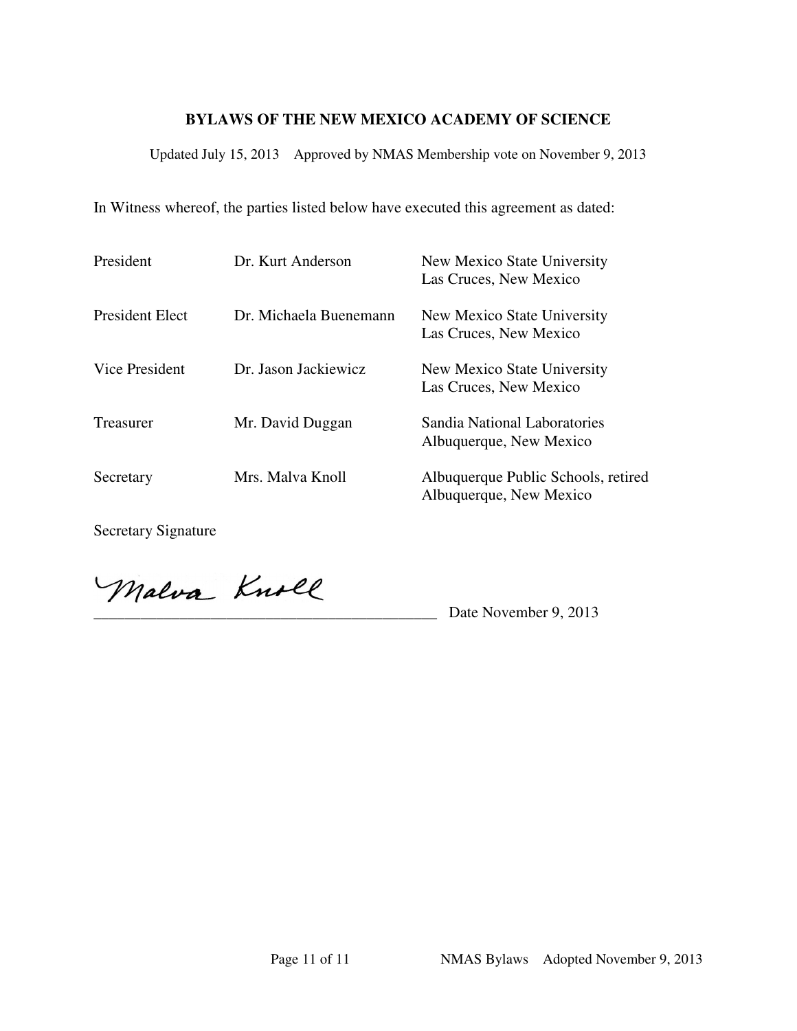**BYLAWS OF THE NEW MEXICO ACADEMY OF SCIENCE**

Updated July 15, 2013 Approved by NMAS Membership vote on November 9, 2013

In Witness whereof, the parties listed below have executed this agreement as dated:

| | | |
|---|---|---|
| President | Dr. Kurt Anderson | New Mexico State University<br>Las Cruces, New Mexico |
| President Elect | Dr. Michaela Buenemann | New Mexico State University<br>Las Cruces, New Mexico |
| Vice President | Dr. Jason Jackiewicz | New Mexico State University<br>Las Cruces, New Mexico |
| Treasurer | Mr. David Duggan | Sandia National Laboratories<br>Albuquerque, New Mexico |
| Secretary | Mrs. Malva Knoll | Albuquerque Public Schools, retired<br>Albuquerque, New Mexico |

Secretary Signature

Malva Knoll

______________________________________________ Date November 9, 2013